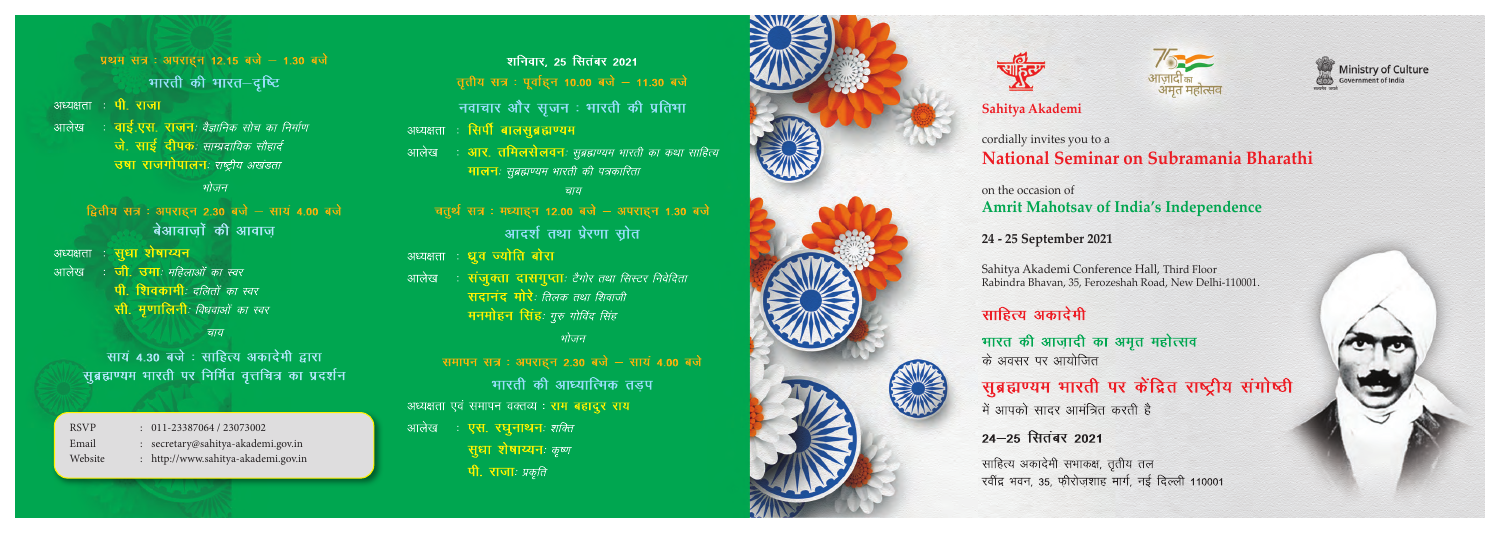**प्रथम सत्र : अपराह्न 12.15 बजे – 1.30 बजे**

### भारती की भारत–दृष्टि

अध्यक्षता : **पी. राजा**

आलेख : **वाई.एस. राजन**: *वैज्ञानिक सोच का निर्माण*

**जे. साई दीपक**: *साम्प्रदायिक सौहार्द*

**उषा राजगोपालन**: *राष्ट्रीय अखंडता*

*भोजन*

**द्वितीय सत्र : अपराह्न 2.30 बजे – सायं 4.00 बजे**

### बेआवाज़ों की आवाज़

अध्यक्षता : **सुधा शेषाय्यन**

आलेख : **जी. उमा**: *महिलाओं का स्वर*

**पी. शिवकामी**: *दलितों का स्वर*

**सी. मृणालिनी**: *विधवाओं का स्वर*

*चाय*

सायं 4.30 बजे : साहित्य अकादेमी द्वारा सुब्रह्मण्यम भारती पर निर्मित वृत्तचित्र का प्रदर्शन

| | | |
|---|---|---|
| RSVP | : | 011-23387064 / 23073002 |
| Email | : | secretary@sahitya-akademi.gov.in |
| Website | : | http://www.sahitya-akademi.gov.in |

**शनिवार, 25 सितंबर 2021**

**तृतीय सत्र : पूर्वाह्न 10.00 बजे – 11.30 बजे**

### नवाचार और सृजन : भारती की प्रतिभा

अध्यक्षता : **सिर्पी बालसुब्रह्मण्यम**

आलेख : **आर. तमिलसेलवन**: *सुब्रह्मण्यम भारती का कथा साहित्य*

**मालन**: *सुब्रह्मण्यम भारती की पत्रकारिता*

*चाय*

**चतुर्थ सत्र : मध्याह्न 12.00 बजे – अपराह्न 1.30 बजे**

### आदर्श तथा प्रेरणा स्रोत

अध्यक्षता : **ध्रुव ज्योति बोरा**

आलेख : **संजुक्ता दासगुप्ता**: *टैगोर तथा सिस्टर निवेदिता*

**सदानंद मोरे**: *तिलक तथा शिवाजी*

**मनमोहन सिंह**: *गुरु गोविंद सिंह*

*भोजन*

**समापन सत्र : अपराह्न 2.30 बजे – सायं 4.00 बजे**

### भारती की आध्यात्मिक तड़प

अध्यक्षता एवं समापन वक्तव्य : **राम बहादुर राय**

आलेख : **एस. रघुनाथन**: *शक्ति*

**सुधा शेषाय्यन**: *कृष्ण*

**पी. राजा**: *प्रकृति*

साहित्य अकादेमी | आज़ादी का अमृत महोत्सव | Ministry of Culture, Government of India

**Sahitya Akademi**

cordially invites you to a

## National Seminar on Subramania Bharathi

on the occasion of

**Amrit Mahotsav of India's Independence**

**24 - 25 September 2021**

Sahitya Akademi Conference Hall, Third Floor
Rabindra Bhavan, 35, Ferozeshah Road, New Delhi-110001.

**साहित्य अकादेमी**

**भारत की आज़ादी का अमृत महोत्सव**
के अवसर पर आयोजित

## सुब्रह्मण्यम भारती पर केंद्रित राष्ट्रीय संगोष्ठी

में आपको सादर आमंत्रित करती है

**24–25 सितंबर 2021**

साहित्य अकादेमी सभाकक्ष, तृतीय तल
रवींद्र भवन, 35, फ़ीरोज़शाह मार्ग, नई दिल्ली 110001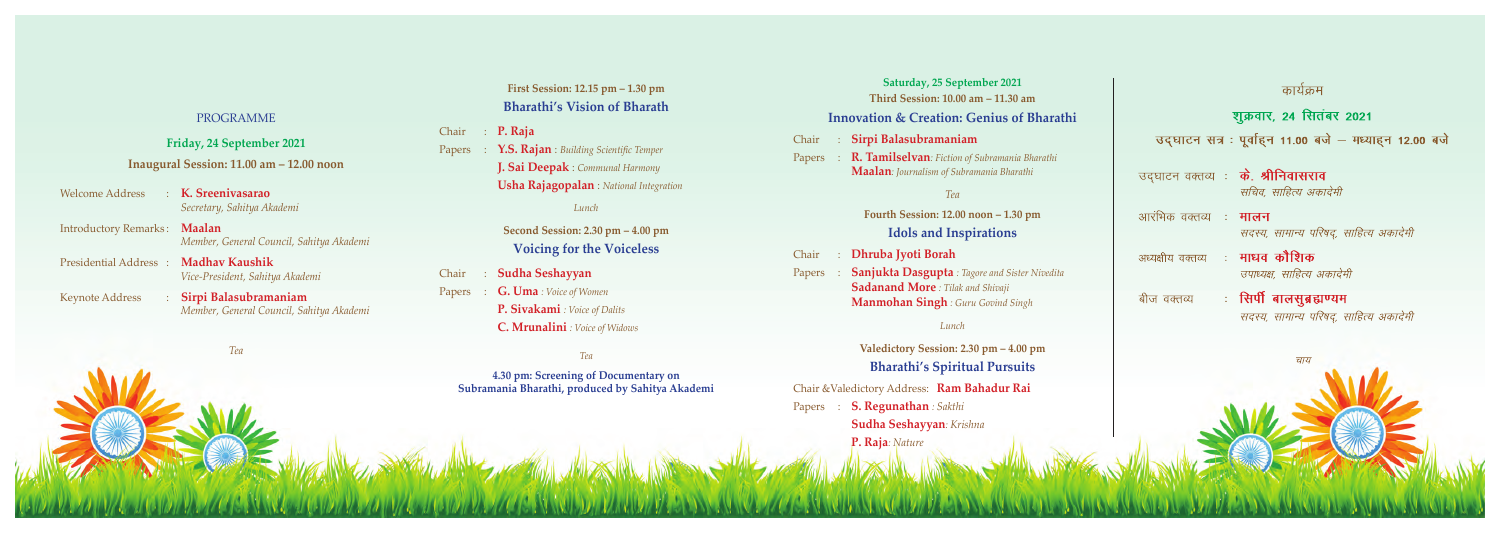## PROGRAMME

### Friday, 24 September 2021

**Inaugural Session: 11.00 am – 12.00 noon**

Welcome Address : **K. Sreenivasarao**
*Secretary, Sahitya Akademi*

Introductory Remarks : **Maalan**
*Member, General Council, Sahitya Akademi*

Presidential Address : **Madhav Kaushik**
*Vice-President, Sahitya Akademi*

Keynote Address : **Sirpi Balasubramaniam**
*Member, General Council, Sahitya Akademi*

*Tea*

**First Session: 12.15 pm – 1.30 pm**

### Bharathi's Vision of Bharath

Chair : **P. Raja**

Papers : **Y.S. Rajan** : *Building Scientific Temper*
**J. Sai Deepak** : *Communal Harmony*
**Usha Rajagopalan** : *National Integration*

*Lunch*

**Second Session: 2.30 pm – 4.00 pm**

### Voicing for the Voiceless

Chair : **Sudha Seshayyan**

Papers : **G. Uma** : *Voice of Women*
**P. Sivakami** : *Voice of Dalits*
**C. Mrunalini** : *Voice of Widows*

*Tea*

**4.30 pm: Screening of Documentary on Subramania Bharathi, produced by Sahitya Akademi**

### Saturday, 25 September 2021

**Third Session: 10.00 am – 11.30 am**

### Innovation & Creation: Genius of Bharathi

Chair : **Sirpi Balasubramaniam**

Papers : **R. Tamilselvan**: *Fiction of Subramania Bharathi*
**Maalan**: *Journalism of Subramania Bharathi*

*Tea*

**Fourth Session: 12.00 noon – 1.30 pm**

### Idols and Inspirations

Chair : **Dhruba Jyoti Borah**

Papers : **Sanjukta Dasgupta** : *Tagore and Sister Nivedita*
**Sadanand More** : *Tilak and Shivaji*
**Manmohan Singh** : *Guru Govind Singh*

*Lunch*

**Valedictory Session: 2.30 pm – 4.00 pm**

### Bharathi's Spiritual Pursuits

Chair &Valedictory Address: **Ram Bahadur Rai**

Papers : **S. Regunathan** : *Sakthi*
**Sudha Seshayyan**: *Krishna*
**P. Raja**: *Nature*

## कार्यक्रम

### शुक्रवार, 24 सितंबर 2021

**उद्घाटन सत्र : पूर्वाह्न 11.00 बजे – मध्याह्न 12.00 बजे**

उद्घाटन वक्तव्य : **के. श्रीनिवासराव**
*सचिव, साहित्य अकादेमी*

आरंभिक वक्तव्य : **मालन**
*सदस्य, सामान्य परिषद्, साहित्य अकादेमी*

अध्यक्षीय वक्तव्य : **माधव कौशिक**
*उपाध्यक्ष, साहित्य अकादेमी*

बीज वक्तव्य : **सिर्पी बालसुब्रह्मण्यम**
*सदस्य, सामान्य परिषद्, साहित्य अकादेमी*

*चाय*